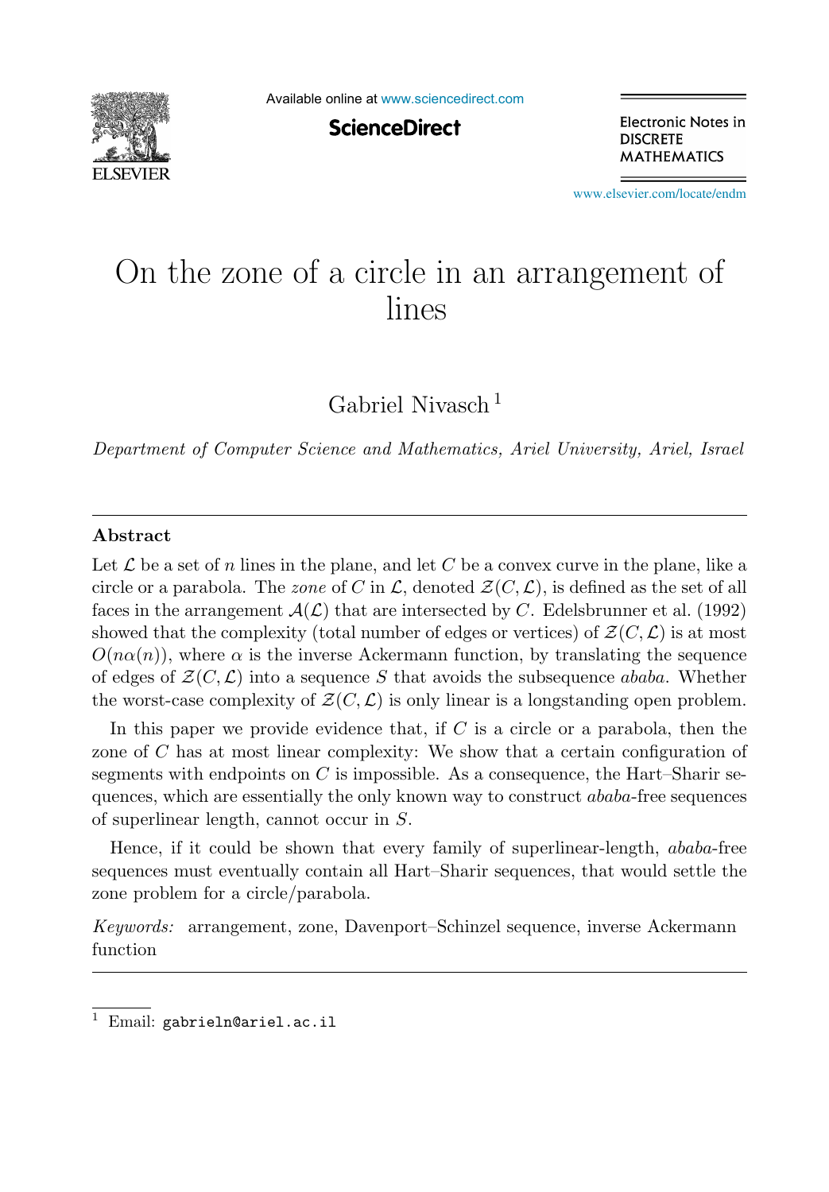# On the zone of a circle in an arrangement of lines

Gabriel Nivasch [1]

*Department of Computer Science and Mathematics, Ariel University, Ariel, Israel*

## Abstract

Let $\mathcal{L}$ be a set of $n$ lines in the plane, and let $C$ be a convex curve in the plane, like a circle or a parabola. The *zone* of $C$ in $\mathcal{L}$, denoted $\mathcal{Z}(C, \mathcal{L})$, is defined as the set of all faces in the arrangement $\mathcal{A}(\mathcal{L})$ that are intersected by $C$. Edelsbrunner et al. (1992) showed that the complexity (total number of edges or vertices) of $\mathcal{Z}(C, \mathcal{L})$ is at most $O(n\alpha(n))$, where $\alpha$ is the inverse Ackermann function, by translating the sequence of edges of $\mathcal{Z}(C, \mathcal{L})$ into a sequence $S$ that avoids the subsequence *ababa*. Whether the worst-case complexity of $\mathcal{Z}(C, \mathcal{L})$ is only linear is a longstanding open problem.

In this paper we provide evidence that, if $C$ is a circle or a parabola, then the zone of $C$ has at most linear complexity: We show that a certain configuration of segments with endpoints on $C$ is impossible. As a consequence, the Hart–Sharir sequences, which are essentially the only known way to construct *ababa*-free sequences of superlinear length, cannot occur in $S$.

Hence, if it could be shown that every family of superlinear-length, *ababa*-free sequences must eventually contain all Hart–Sharir sequences, that would settle the zone problem for a circle/parabola.

*Keywords:* arrangement, zone, Davenport–Schinzel sequence, inverse Ackermann function

---

[1] Email: gabrieln@ariel.ac.il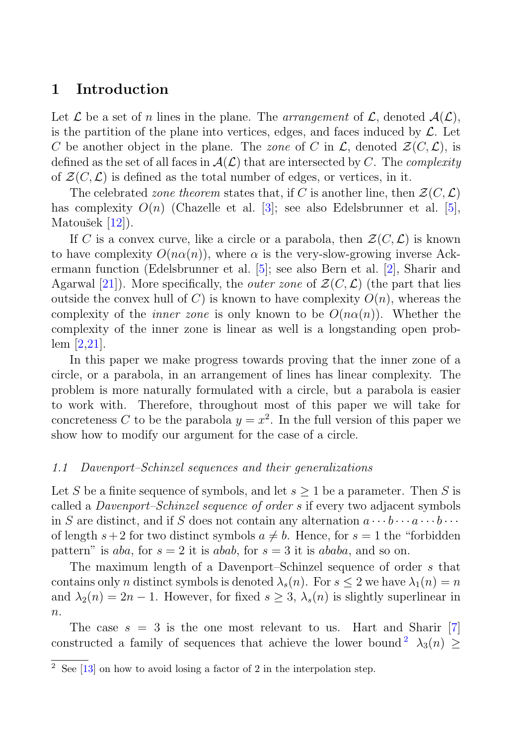## 1 Introduction

Let $\mathcal{L}$ be a set of $n$ lines in the plane. The *arrangement* of $\mathcal{L}$, denoted $\mathcal{A}(\mathcal{L})$, is the partition of the plane into vertices, edges, and faces induced by $\mathcal{L}$. Let $C$ be another object in the plane. The *zone* of $C$ in $\mathcal{L}$, denoted $\mathcal{Z}(C, \mathcal{L})$, is defined as the set of all faces in $\mathcal{A}(\mathcal{L})$ that are intersected by $C$. The *complexity* of $\mathcal{Z}(C, \mathcal{L})$ is defined as the total number of edges, or vertices, in it.

The celebrated *zone theorem* states that, if $C$ is another line, then $\mathcal{Z}(C, \mathcal{L})$ has complexity $O(n)$ (Chazelle et al. [3]; see also Edelsbrunner et al. [5], Matoušek [12]).

If $C$ is a convex curve, like a circle or a parabola, then $\mathcal{Z}(C, \mathcal{L})$ is known to have complexity $O(n\alpha(n))$, where $\alpha$ is the very-slow-growing inverse Ackermann function (Edelsbrunner et al. [5]; see also Bern et al. [2], Sharir and Agarwal [21]). More specifically, the *outer zone* of $\mathcal{Z}(C, \mathcal{L})$ (the part that lies outside the convex hull of $C$) is known to have complexity $O(n)$, whereas the complexity of the *inner zone* is only known to be $O(n\alpha(n))$. Whether the complexity of the inner zone is linear as well is a longstanding open problem [2,21].

In this paper we make progress towards proving that the inner zone of a circle, or a parabola, in an arrangement of lines has linear complexity. The problem is more naturally formulated with a circle, but a parabola is easier to work with. Therefore, throughout most of this paper we will take for concreteness $C$ to be the parabola $y = x^2$. In the full version of this paper we show how to modify our argument for the case of a circle.

### *1.1 Davenport–Schinzel sequences and their generalizations*

Let $S$ be a finite sequence of symbols, and let $s \geq 1$ be a parameter. Then $S$ is called a *Davenport–Schinzel sequence of order s* if every two adjacent symbols in $S$ are distinct, and if $S$ does not contain any alternation $a \cdots b \cdots a \cdots b \cdots$ of length $s+2$ for two distinct symbols $a \neq b$. Hence, for $s = 1$ the "forbidden pattern" is $aba$, for $s = 2$ it is $abab$, for $s = 3$ it is $ababa$, and so on.

The maximum length of a Davenport–Schinzel sequence of order $s$ that contains only $n$ distinct symbols is denoted $\lambda_s(n)$. For $s \leq 2$ we have $\lambda_1(n) = n$ and $\lambda_2(n) = 2n - 1$. However, for fixed $s \geq 3$, $\lambda_s(n)$ is slightly superlinear in $n$.

The case $s = 3$ is the one most relevant to us. Hart and Sharir [7] constructed a family of sequences that achieve the lower bound[2] $\lambda_3(n) \geq$

[2] See [13] on how to avoid losing a factor of 2 in the interpolation step.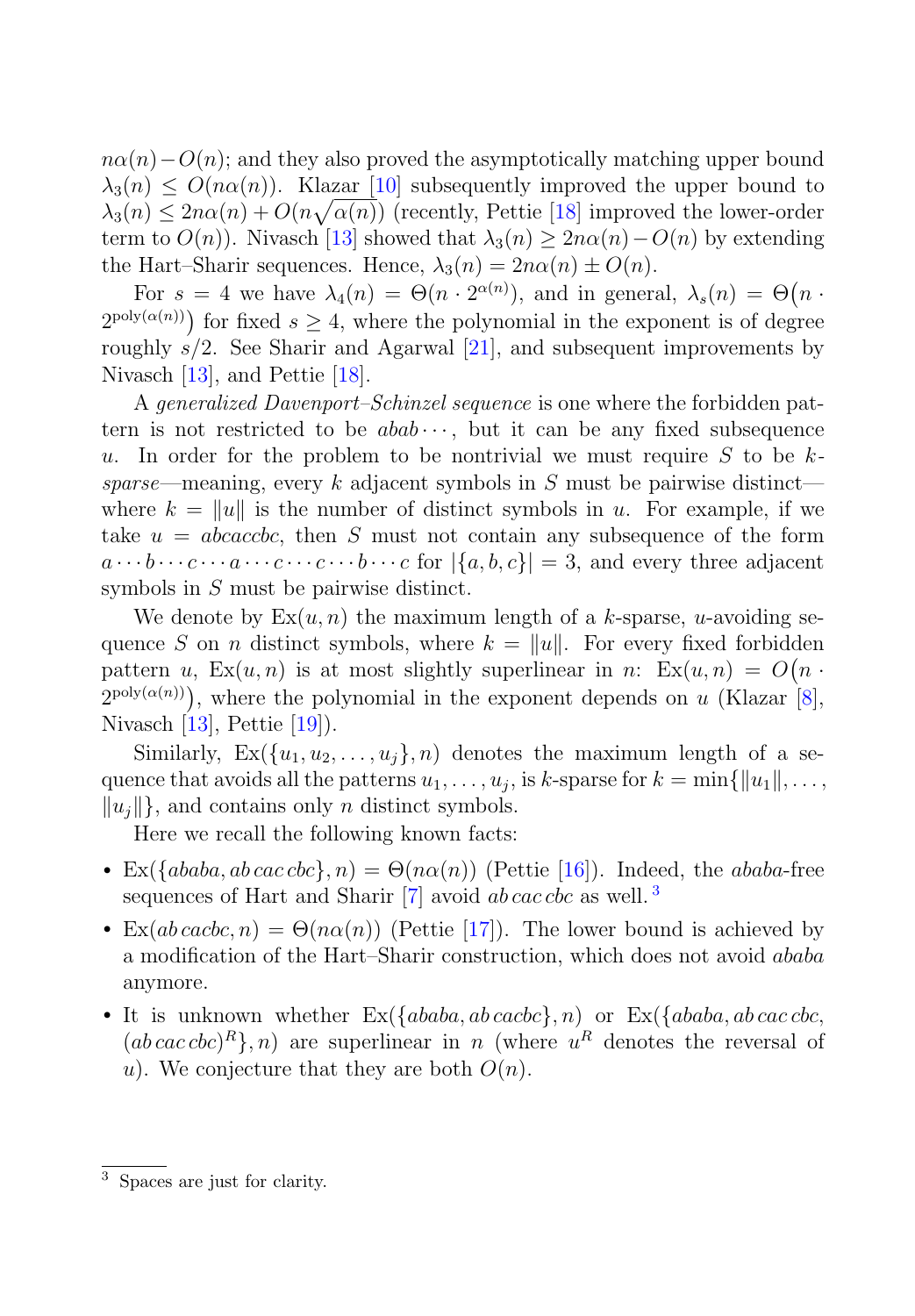$n\alpha(n) - O(n)$; and they also proved the asymptotically matching upper bound $\lambda_3(n) \le O(n\alpha(n))$. Klazar [10] subsequently improved the upper bound to $\lambda_3(n) \le 2n\alpha(n) + O(n\sqrt{\alpha(n)})$ (recently, Pettie [18] improved the lower-order term to $O(n)$). Nivasch [13] showed that $\lambda_3(n) \ge 2n\alpha(n) - O(n)$ by extending the Hart–Sharir sequences. Hence, $\lambda_3(n) = 2n\alpha(n) \pm O(n)$.

For $s = 4$ we have $\lambda_4(n) = \Theta(n \cdot 2^{\alpha(n)})$, and in general, $\lambda_s(n) = \Theta\big(n \cdot 2^{\mathrm{poly}(\alpha(n))}\big)$ for fixed $s \ge 4$, where the polynomial in the exponent is of degree roughly $s/2$. See Sharir and Agarwal [21], and subsequent improvements by Nivasch [13], and Pettie [18].

A *generalized Davenport–Schinzel sequence* is one where the forbidden pattern is not restricted to be $abab\cdots$, but it can be any fixed subsequence $u$. In order for the problem to be nontrivial we must require $S$ to be $k$-*sparse*—meaning, every $k$ adjacent symbols in $S$ must be pairwise distinct—where $k = \|u\|$ is the number of distinct symbols in $u$. For example, if we take $u = abcaccbc$, then $S$ must not contain any subsequence of the form $a \cdots b \cdots c \cdots a \cdots c \cdots c \cdots b \cdots c$ for $|\{a, b, c\}| = 3$, and every three adjacent symbols in $S$ must be pairwise distinct.

We denote by $\mathrm{Ex}(u, n)$ the maximum length of a $k$-sparse, $u$-avoiding sequence $S$ on $n$ distinct symbols, where $k = \|u\|$. For every fixed forbidden pattern $u$, $\mathrm{Ex}(u, n)$ is at most slightly superlinear in $n$: $\mathrm{Ex}(u, n) = O\big(n \cdot 2^{\mathrm{poly}(\alpha(n))}\big)$, where the polynomial in the exponent depends on $u$ (Klazar [8], Nivasch [13], Pettie [19]).

Similarly, $\mathrm{Ex}(\{u_1, u_2, \ldots, u_j\}, n)$ denotes the maximum length of a sequence that avoids all the patterns $u_1, \ldots, u_j$, is $k$-sparse for $k = \min\{\|u_1\|, \ldots, \|u_j\|\}$, and contains only $n$ distinct symbols.

Here we recall the following known facts:

- $\mathrm{Ex}(\{ababa, ab\,cac\,cbc\}, n) = \Theta(n\alpha(n))$ (Pettie [16]). Indeed, the $ababa$-free sequences of Hart and Sharir [7] avoid $ab\,cac\,cbc$ as well.[3]
- $\mathrm{Ex}(ab\,cacbc, n) = \Theta(n\alpha(n))$ (Pettie [17]). The lower bound is achieved by a modification of the Hart–Sharir construction, which does not avoid $ababa$ anymore.
- It is unknown whether $\mathrm{Ex}(\{ababa, ab\,cacbc\}, n)$ or $\mathrm{Ex}(\{ababa, ab\,cac\,cbc, (ab\,cac\,cbc)^R\}, n)$ are superlinear in $n$ (where $u^R$ denotes the reversal of $u$). We conjecture that they are both $O(n)$.

[3] Spaces are just for clarity.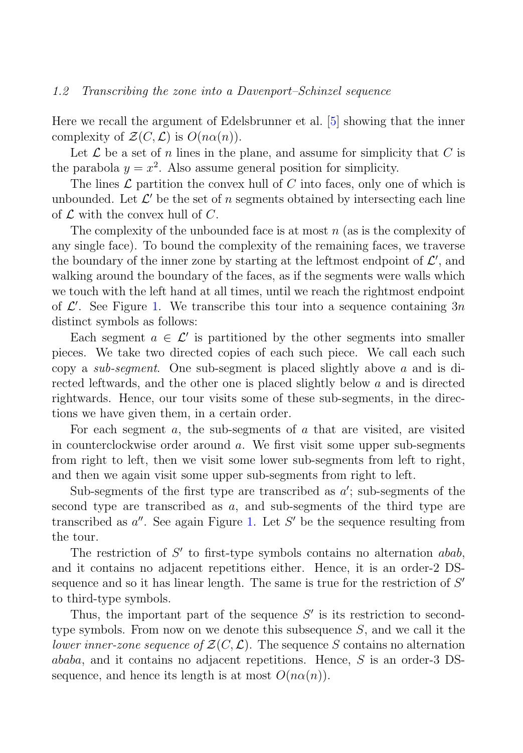### 1.2 Transcribing the zone into a Davenport–Schinzel sequence

Here we recall the argument of Edelsbrunner et al. [5] showing that the inner complexity of $\mathcal{Z}(C, \mathcal{L})$ is $O(n\alpha(n))$.

Let $\mathcal{L}$ be a set of $n$ lines in the plane, and assume for simplicity that $C$ is the parabola $y = x^2$. Also assume general position for simplicity.

The lines $\mathcal{L}$ partition the convex hull of $C$ into faces, only one of which is unbounded. Let $\mathcal{L}'$ be the set of $n$ segments obtained by intersecting each line of $\mathcal{L}$ with the convex hull of $C$.

The complexity of the unbounded face is at most $n$ (as is the complexity of any single face). To bound the complexity of the remaining faces, we traverse the boundary of the inner zone by starting at the leftmost endpoint of $\mathcal{L}'$, and walking around the boundary of the faces, as if the segments were walls which we touch with the left hand at all times, until we reach the rightmost endpoint of $\mathcal{L}'$. See Figure 1. We transcribe this tour into a sequence containing $3n$ distinct symbols as follows:

Each segment $a \in \mathcal{L}'$ is partitioned by the other segments into smaller pieces. We take two directed copies of each such piece. We call each such copy a *sub-segment*. One sub-segment is placed slightly above $a$ and is directed leftwards, and the other one is placed slightly below $a$ and is directed rightwards. Hence, our tour visits some of these sub-segments, in the directions we have given them, in a certain order.

For each segment $a$, the sub-segments of $a$ that are visited, are visited in counterclockwise order around $a$. We first visit some upper sub-segments from right to left, then we visit some lower sub-segments from left to right, and then we again visit some upper sub-segments from right to left.

Sub-segments of the first type are transcribed as $a'$; sub-segments of the second type are transcribed as $a$, and sub-segments of the third type are transcribed as $a''$. See again Figure 1. Let $S'$ be the sequence resulting from the tour.

The restriction of $S'$ to first-type symbols contains no alternation $abab$, and it contains no adjacent repetitions either. Hence, it is an order-2 DS-sequence and so it has linear length. The same is true for the restriction of $S'$ to third-type symbols.

Thus, the important part of the sequence $S'$ is its restriction to second-type symbols. From now on we denote this subsequence $S$, and we call it the *lower inner-zone sequence of* $\mathcal{Z}(C, \mathcal{L})$. The sequence $S$ contains no alternation $ababa$, and it contains no adjacent repetitions. Hence, $S$ is an order-3 DS-sequence, and hence its length is at most $O(n\alpha(n))$.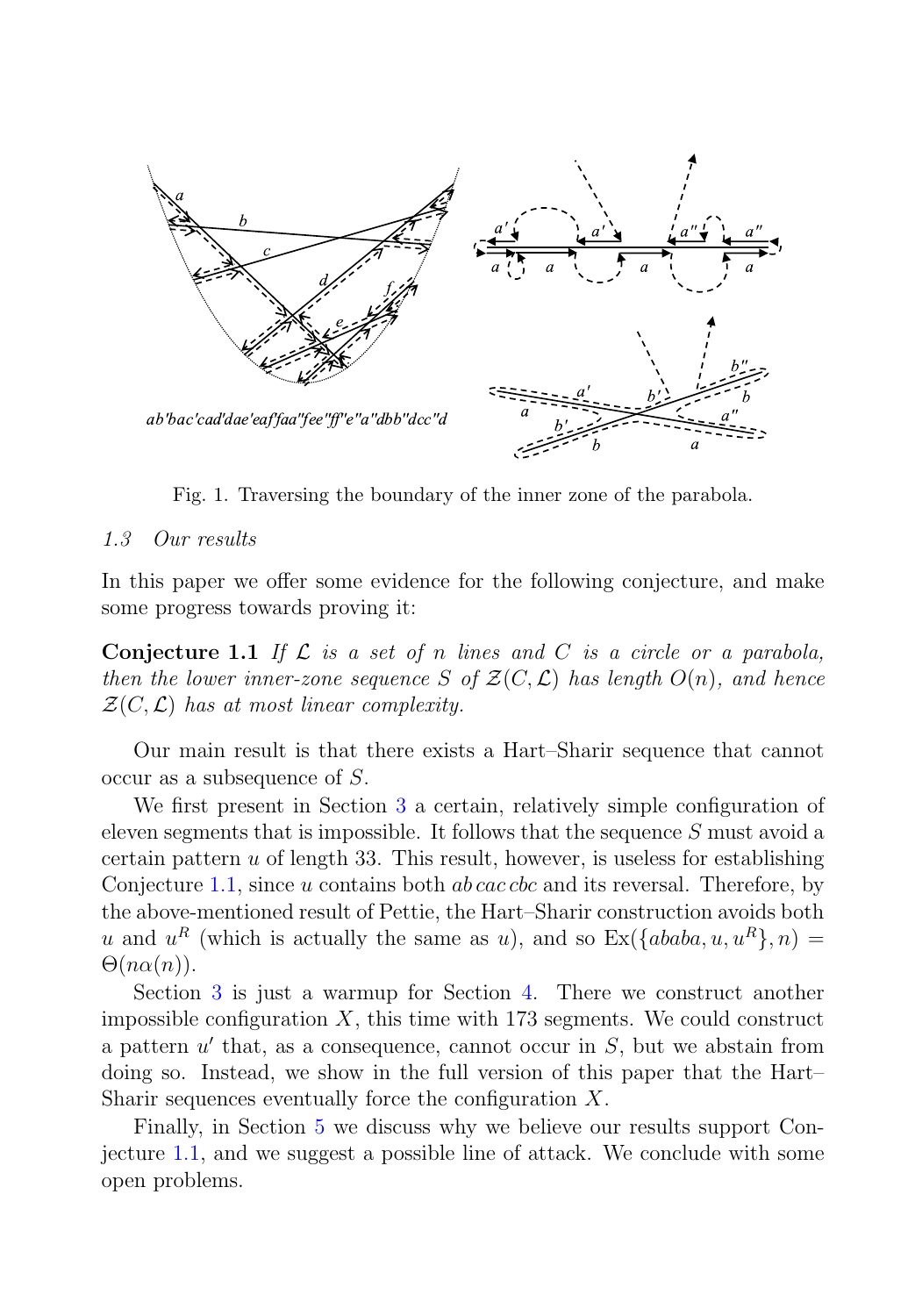Fig. 1. Traversing the boundary of the inner zone of the parabola.

### 1.3 Our results

In this paper we offer some evidence for the following conjecture, and make some progress towards proving it:

**Conjecture 1.1** *If $\mathcal{L}$ is a set of $n$ lines and $C$ is a circle or a parabola, then the lower inner-zone sequence $S$ of $\mathcal{Z}(C, \mathcal{L})$ has length $O(n)$, and hence $\mathcal{Z}(C, \mathcal{L})$ has at most linear complexity.*

Our main result is that there exists a Hart–Sharir sequence that cannot occur as a subsequence of $S$.

We first present in Section 3 a certain, relatively simple configuration of eleven segments that is impossible. It follows that the sequence $S$ must avoid a certain pattern $u$ of length 33. This result, however, is useless for establishing Conjecture 1.1, since $u$ contains both $ab\,cac\,cbc$ and its reversal. Therefore, by the above-mentioned result of Pettie, the Hart–Sharir construction avoids both $u$ and $u^R$ (which is actually the same as $u$), and so $\text{Ex}(\{ababa, u, u^R\}, n) = \Theta(n\alpha(n))$.

Section 3 is just a warmup for Section 4. There we construct another impossible configuration $X$, this time with 173 segments. We could construct a pattern $u'$ that, as a consequence, cannot occur in $S$, but we abstain from doing so. Instead, we show in the full version of this paper that the Hart–Sharir sequences eventually force the configuration $X$.

Finally, in Section 5 we discuss why we believe our results support Conjecture 1.1, and we suggest a possible line of attack. We conclude with some open problems.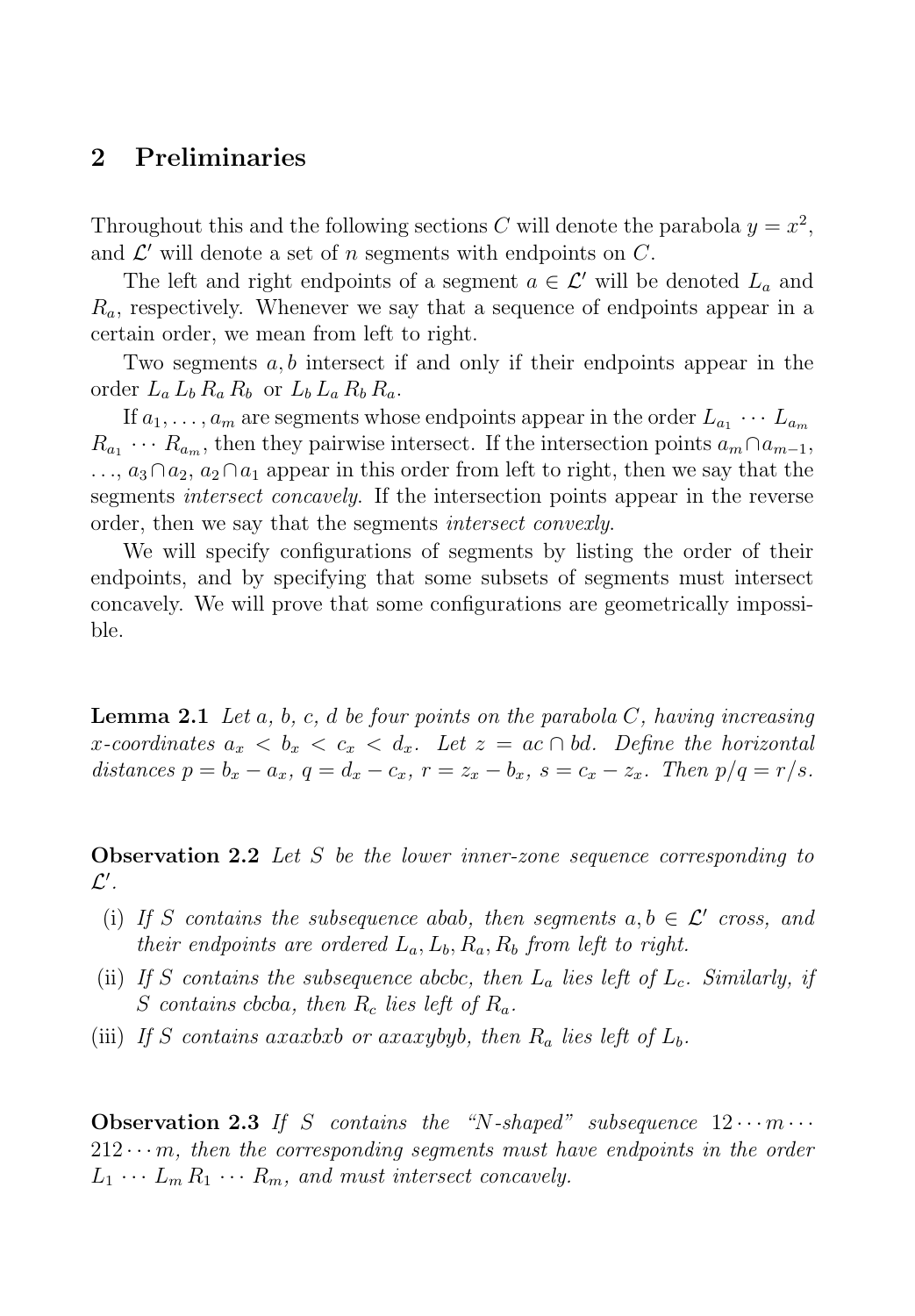## 2 Preliminaries

Throughout this and the following sections $C$ will denote the parabola $y = x^2$, and $\mathcal{L}'$ will denote a set of $n$ segments with endpoints on $C$.

The left and right endpoints of a segment $a \in \mathcal{L}'$ will be denoted $L_a$ and $R_a$, respectively. Whenever we say that a sequence of endpoints appear in a certain order, we mean from left to right.

Two segments $a, b$ intersect if and only if their endpoints appear in the order $L_a\, L_b\, R_a\, R_b$ or $L_b\, L_a\, R_b\, R_a$.

If $a_1, \ldots, a_m$ are segments whose endpoints appear in the order $L_{a_1} \cdots L_{a_m}$ $R_{a_1} \cdots R_{a_m}$, then they pairwise intersect. If the intersection points $a_m \cap a_{m-1}$, $\ldots$, $a_3 \cap a_2$, $a_2 \cap a_1$ appear in this order from left to right, then we say that the segments *intersect concavely*. If the intersection points appear in the reverse order, then we say that the segments *intersect convexly*.

We will specify configurations of segments by listing the order of their endpoints, and by specifying that some subsets of segments must intersect concavely. We will prove that some configurations are geometrically impossible.

**Lemma 2.1** *Let $a$, $b$, $c$, $d$ be four points on the parabola $C$, having increasing $x$-coordinates $a_x < b_x < c_x < d_x$. Let $z = ac \cap bd$. Define the horizontal distances $p = b_x - a_x$, $q = d_x - c_x$, $r = z_x - b_x$, $s = c_x - z_x$. Then $p/q = r/s$.*

**Observation 2.2** *Let $S$ be the lower inner-zone sequence corresponding to $\mathcal{L}'$.*

- (i) *If $S$ contains the subsequence $abab$, then segments $a, b \in \mathcal{L}'$ cross, and their endpoints are ordered $L_a, L_b, R_a, R_b$ from left to right.*
- (ii) *If $S$ contains the subsequence $abcbc$, then $L_a$ lies left of $L_c$. Similarly, if $S$ contains $cbcba$, then $R_c$ lies left of $R_a$.*
- (iii) *If $S$ contains $axaxbxb$ or $axaxybyb$, then $R_a$ lies left of $L_b$.*

**Observation 2.3** *If $S$ contains the "N-shaped" subsequence $12 \cdots m \cdots 212 \cdots m$, then the corresponding segments must have endpoints in the order $L_1 \cdots L_m\, R_1 \cdots R_m$, and must intersect concavely.*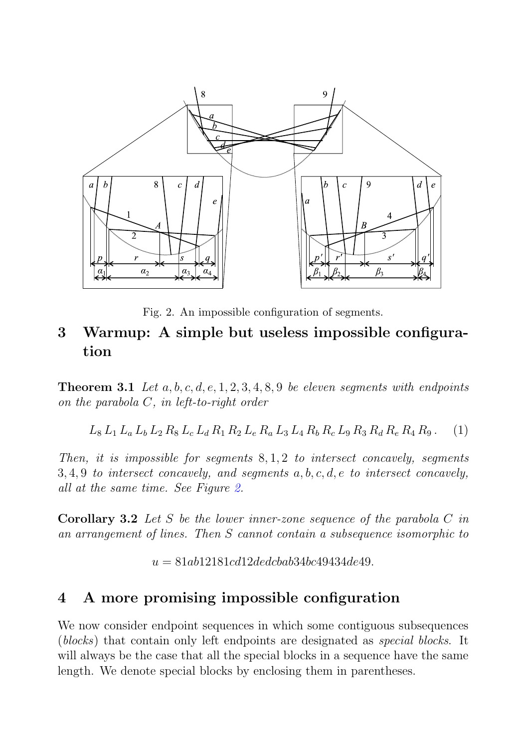Fig. 2. An impossible configuration of segments.

## 3 Warmup: A simple but useless impossible configuration

**Theorem 3.1** *Let $a, b, c, d, e, 1, 2, 3, 4, 8, 9$ be eleven segments with endpoints on the parabola $C$, in left-to-right order*

$$L_8\, L_1\, L_a\, L_b\, L_2\, R_8\, L_c\, L_d\, R_1\, R_2\, L_e\, R_a\, L_3\, L_4\, R_b\, R_c\, L_9\, R_3\, R_d\, R_e\, R_4\, R_9\,. \quad (1)$$

*Then, it is impossible for segments $8, 1, 2$ to intersect concavely, segments $3, 4, 9$ to intersect concavely, and segments $a, b, c, d, e$ to intersect concavely, all at the same time. See Figure 2.*

**Corollary 3.2** *Let $S$ be the lower inner-zone sequence of the parabola $C$ in an arrangement of lines. Then $S$ cannot contain a subsequence isomorphic to*

$$u = 81ab12181cd12dedcbab34bc49434de49.$$

## 4 A more promising impossible configuration

We now consider endpoint sequences in which some contiguous subsequences (*blocks*) that contain only left endpoints are designated as *special blocks*. It will always be the case that all the special blocks in a sequence have the same length. We denote special blocks by enclosing them in parentheses.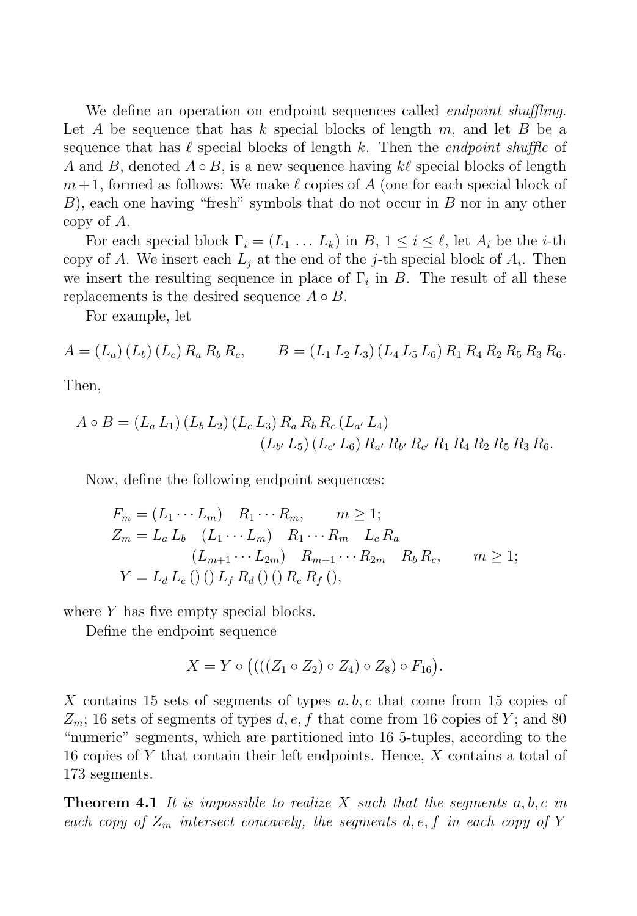We define an operation on endpoint sequences called *endpoint shuffling*. Let $A$ be sequence that has $k$ special blocks of length $m$, and let $B$ be a sequence that has $\ell$ special blocks of length $k$. Then the *endpoint shuffle* of $A$ and $B$, denoted $A \circ B$, is a new sequence having $k\ell$ special blocks of length $m+1$, formed as follows: We make $\ell$ copies of $A$ (one for each special block of $B$), each one having "fresh" symbols that do not occur in $B$ nor in any other copy of $A$.

For each special block $\Gamma_i = (L_1 \ldots L_k)$ in $B$, $1 \le i \le \ell$, let $A_i$ be the $i$-th copy of $A$. We insert each $L_j$ at the end of the $j$-th special block of $A_i$. Then we insert the resulting sequence in place of $\Gamma_i$ in $B$. The result of all these replacements is the desired sequence $A \circ B$.

For example, let

$$A = (L_a)\,(L_b)\,(L_c)\,R_a\,R_b\,R_c, \qquad B = (L_1\,L_2\,L_3)\,(L_4\,L_5\,L_6)\,R_1\,R_4\,R_2\,R_5\,R_3\,R_6.$$

Then,

$$\begin{aligned} A \circ B = (L_a\,L_1)\,(L_b\,L_2)\,(L_c\,L_3)\,R_a\,R_b\,R_c\,(L_{a'}\,L_4)& \\ (L_{b'}\,L_5)\,(L_{c'}\,L_6)\,R_{a'}\,R_{b'}\,R_{c'}\,R_1\,R_4\,R_2\,R_5\,R_3\,R_6&. \end{aligned}$$

Now, define the following endpoint sequences:

$$\begin{aligned} F_m &= (L_1 \cdots L_m) \quad R_1 \cdots R_m, \qquad m \ge 1; \\ Z_m &= L_a\,L_b \quad (L_1 \cdots L_m) \quad R_1 \cdots R_m \quad L_c\,R_a \\ &\qquad\qquad (L_{m+1} \cdots L_{2m}) \quad R_{m+1} \cdots R_{2m} \quad R_b\,R_c, \qquad m \ge 1; \\ Y &= L_d\,L_e\,()\,()\,L_f\,R_d\,()\,()\,R_e\,R_f\,(), \end{aligned}$$

where $Y$ has five empty special blocks.

Define the endpoint sequence

$$X = Y \circ \big((((Z_1 \circ Z_2) \circ Z_4) \circ Z_8) \circ F_{16}\big).$$

$X$ contains 15 sets of segments of types $a, b, c$ that come from 15 copies of $Z_m$; 16 sets of segments of types $d, e, f$ that come from 16 copies of $Y$; and 80 "numeric" segments, which are partitioned into 16 5-tuples, according to the 16 copies of $Y$ that contain their left endpoints. Hence, $X$ contains a total of 173 segments.

**Theorem 4.1** *It is impossible to realize $X$ such that the segments $a, b, c$ in each copy of $Z_m$ intersect concavely, the segments $d, e, f$ in each copy of $Y$*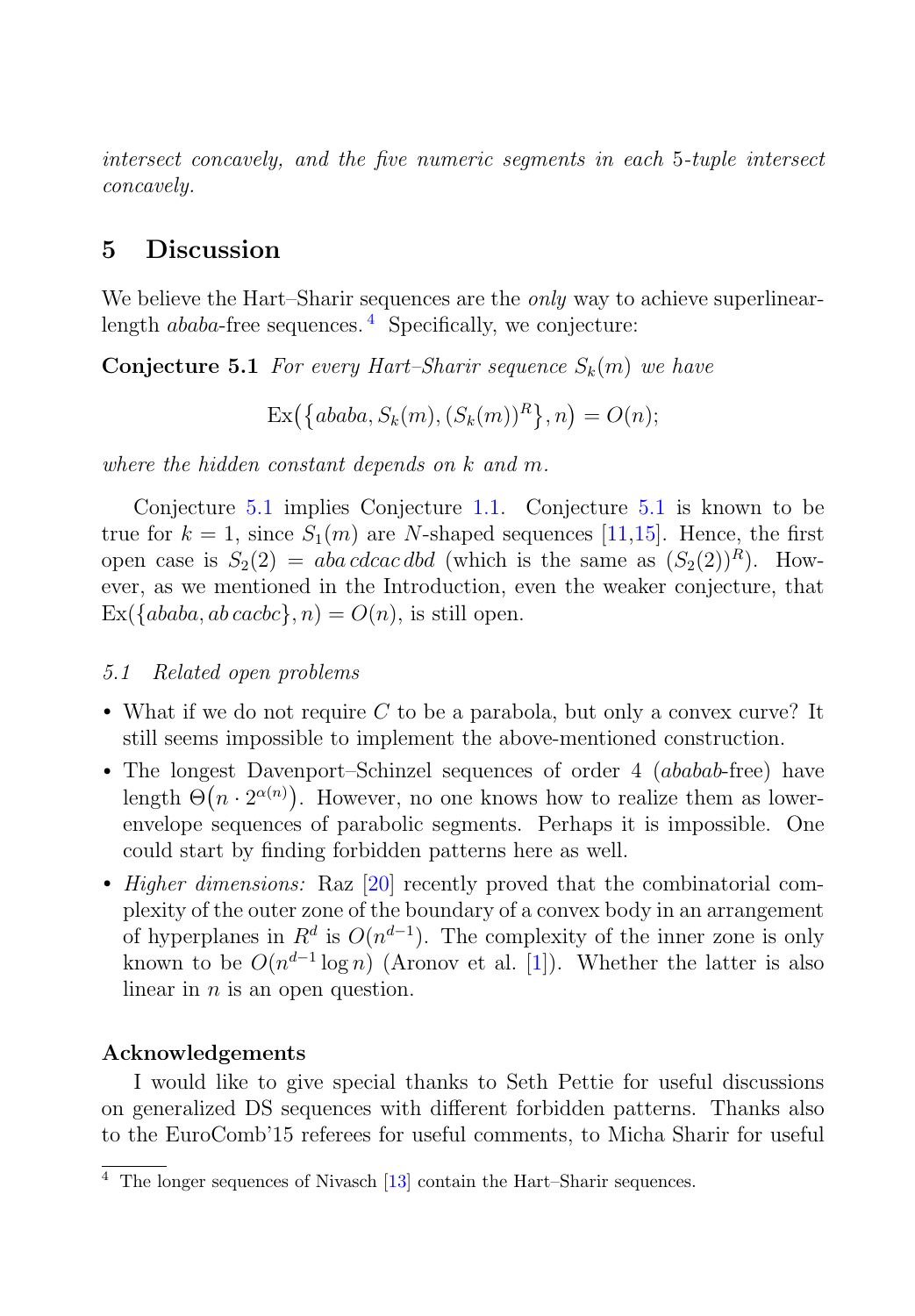*intersect concavely, and the five numeric segments in each 5-tuple intersect concavely.*

## 5 Discussion

We believe the Hart–Sharir sequences are the *only* way to achieve superlinear-length *ababa*-free sequences.[4] Specifically, we conjecture:

**Conjecture 5.1** *For every Hart–Sharir sequence $S_k(m)$ we have*

$$\mathrm{Ex}\big(\{ababa, S_k(m), (S_k(m))^R\}, n\big) = O(n);$$

*where the hidden constant depends on $k$ and $m$.*

Conjecture 5.1 implies Conjecture 1.1. Conjecture 5.1 is known to be true for $k = 1$, since $S_1(m)$ are $N$-shaped sequences [11,15]. Hence, the first open case is $S_2(2) = aba\,cdcac\,dbd$ (which is the same as $(S_2(2))^R$). However, as we mentioned in the Introduction, even the weaker conjecture, that $\mathrm{Ex}(\{ababa, ab\,cacbc\}, n) = O(n)$, is still open.

### *5.1 Related open problems*

- What if we do not require $C$ to be a parabola, but only a convex curve? It still seems impossible to implement the above-mentioned construction.
- The longest Davenport–Schinzel sequences of order 4 (*ababab*-free) have length $\Theta\big(n \cdot 2^{\alpha(n)}\big)$. However, no one knows how to realize them as lower-envelope sequences of parabolic segments. Perhaps it is impossible. One could start by finding forbidden patterns here as well.
- *Higher dimensions:* Raz [20] recently proved that the combinatorial complexity of the outer zone of the boundary of a convex body in an arrangement of hyperplanes in $R^d$ is $O(n^{d-1})$. The complexity of the inner zone is only known to be $O(n^{d-1} \log n)$ (Aronov et al. [1]). Whether the latter is also linear in $n$ is an open question.

**Acknowledgements**

I would like to give special thanks to Seth Pettie for useful discussions on generalized DS sequences with different forbidden patterns. Thanks also to the EuroComb'15 referees for useful comments, to Micha Sharir for useful

[4] The longer sequences of Nivasch [13] contain the Hart–Sharir sequences.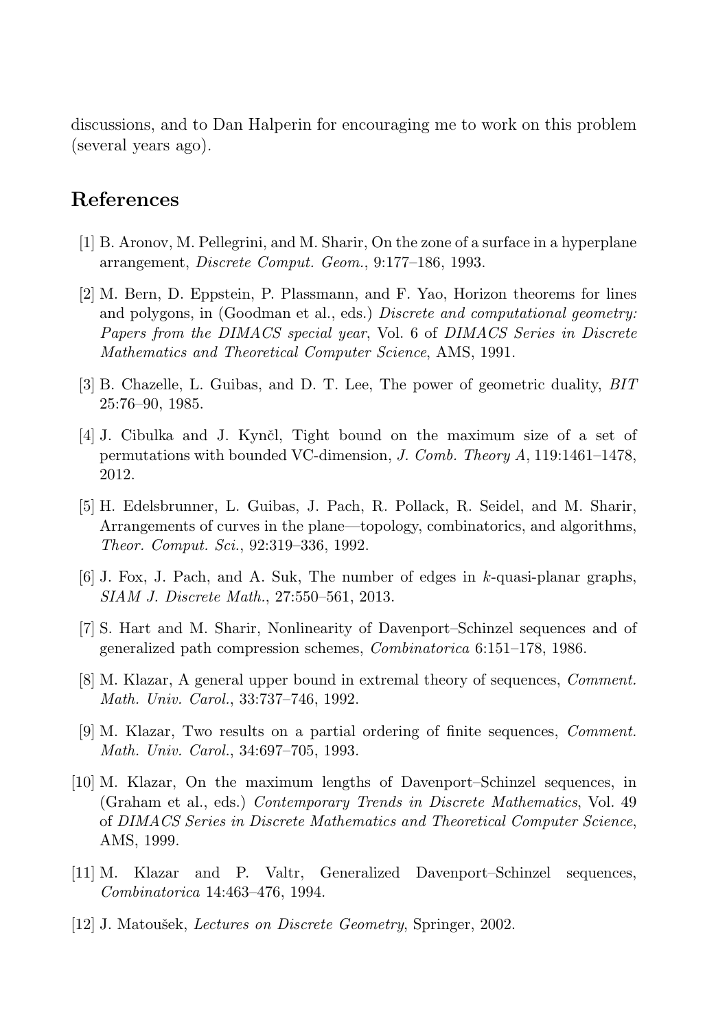discussions, and to Dan Halperin for encouraging me to work on this problem (several years ago).

## References

[1] B. Aronov, M. Pellegrini, and M. Sharir, On the zone of a surface in a hyperplane arrangement, *Discrete Comput. Geom.*, 9:177–186, 1993.

[2] M. Bern, D. Eppstein, P. Plassmann, and F. Yao, Horizon theorems for lines and polygons, in (Goodman et al., eds.) *Discrete and computational geometry: Papers from the DIMACS special year*, Vol. 6 of *DIMACS Series in Discrete Mathematics and Theoretical Computer Science*, AMS, 1991.

[3] B. Chazelle, L. Guibas, and D. T. Lee, The power of geometric duality, *BIT* 25:76–90, 1985.

[4] J. Cibulka and J. Kynčl, Tight bound on the maximum size of a set of permutations with bounded VC-dimension, *J. Comb. Theory A*, 119:1461–1478, 2012.

[5] H. Edelsbrunner, L. Guibas, J. Pach, R. Pollack, R. Seidel, and M. Sharir, Arrangements of curves in the plane—topology, combinatorics, and algorithms, *Theor. Comput. Sci.*, 92:319–336, 1992.

[6] J. Fox, J. Pach, and A. Suk, The number of edges in $k$-quasi-planar graphs, *SIAM J. Discrete Math.*, 27:550–561, 2013.

[7] S. Hart and M. Sharir, Nonlinearity of Davenport–Schinzel sequences and of generalized path compression schemes, *Combinatorica* 6:151–178, 1986.

[8] M. Klazar, A general upper bound in extremal theory of sequences, *Comment. Math. Univ. Carol.*, 33:737–746, 1992.

[9] M. Klazar, Two results on a partial ordering of finite sequences, *Comment. Math. Univ. Carol.*, 34:697–705, 1993.

[10] M. Klazar, On the maximum lengths of Davenport–Schinzel sequences, in (Graham et al., eds.) *Contemporary Trends in Discrete Mathematics*, Vol. 49 of *DIMACS Series in Discrete Mathematics and Theoretical Computer Science*, AMS, 1999.

[11] M. Klazar and P. Valtr, Generalized Davenport–Schinzel sequences, *Combinatorica* 14:463–476, 1994.

[12] J. Matoušek, *Lectures on Discrete Geometry*, Springer, 2002.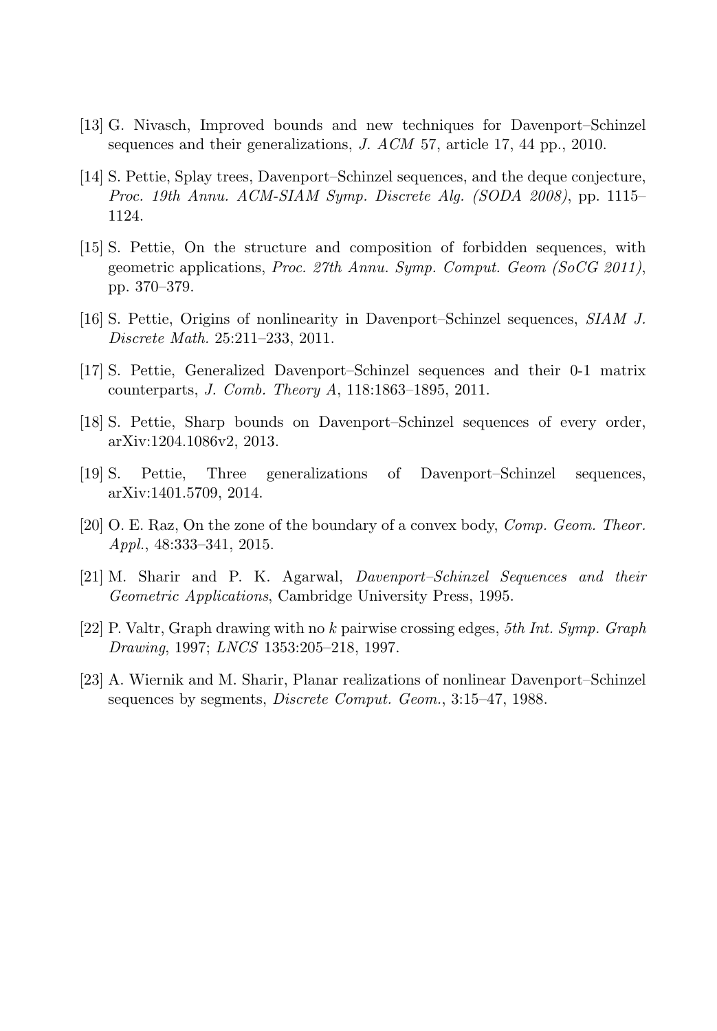[13] G. Nivasch, Improved bounds and new techniques for Davenport–Schinzel sequences and their generalizations, *J. ACM* 57, article 17, 44 pp., 2010.

[14] S. Pettie, Splay trees, Davenport–Schinzel sequences, and the deque conjecture, *Proc. 19th Annu. ACM-SIAM Symp. Discrete Alg. (SODA 2008)*, pp. 1115–1124.

[15] S. Pettie, On the structure and composition of forbidden sequences, with geometric applications, *Proc. 27th Annu. Symp. Comput. Geom (SoCG 2011)*, pp. 370–379.

[16] S. Pettie, Origins of nonlinearity in Davenport–Schinzel sequences, *SIAM J. Discrete Math.* 25:211–233, 2011.

[17] S. Pettie, Generalized Davenport–Schinzel sequences and their 0-1 matrix counterparts, *J. Comb. Theory A*, 118:1863–1895, 2011.

[18] S. Pettie, Sharp bounds on Davenport–Schinzel sequences of every order, arXiv:1204.1086v2, 2013.

[19] S. Pettie, Three generalizations of Davenport–Schinzel sequences, arXiv:1401.5709, 2014.

[20] O. E. Raz, On the zone of the boundary of a convex body, *Comp. Geom. Theor. Appl.*, 48:333–341, 2015.

[21] M. Sharir and P. K. Agarwal, *Davenport–Schinzel Sequences and their Geometric Applications*, Cambridge University Press, 1995.

[22] P. Valtr, Graph drawing with no $k$ pairwise crossing edges, *5th Int. Symp. Graph Drawing*, 1997; *LNCS* 1353:205–218, 1997.

[23] A. Wiernik and M. Sharir, Planar realizations of nonlinear Davenport–Schinzel sequences by segments, *Discrete Comput. Geom.*, 3:15–47, 1988.